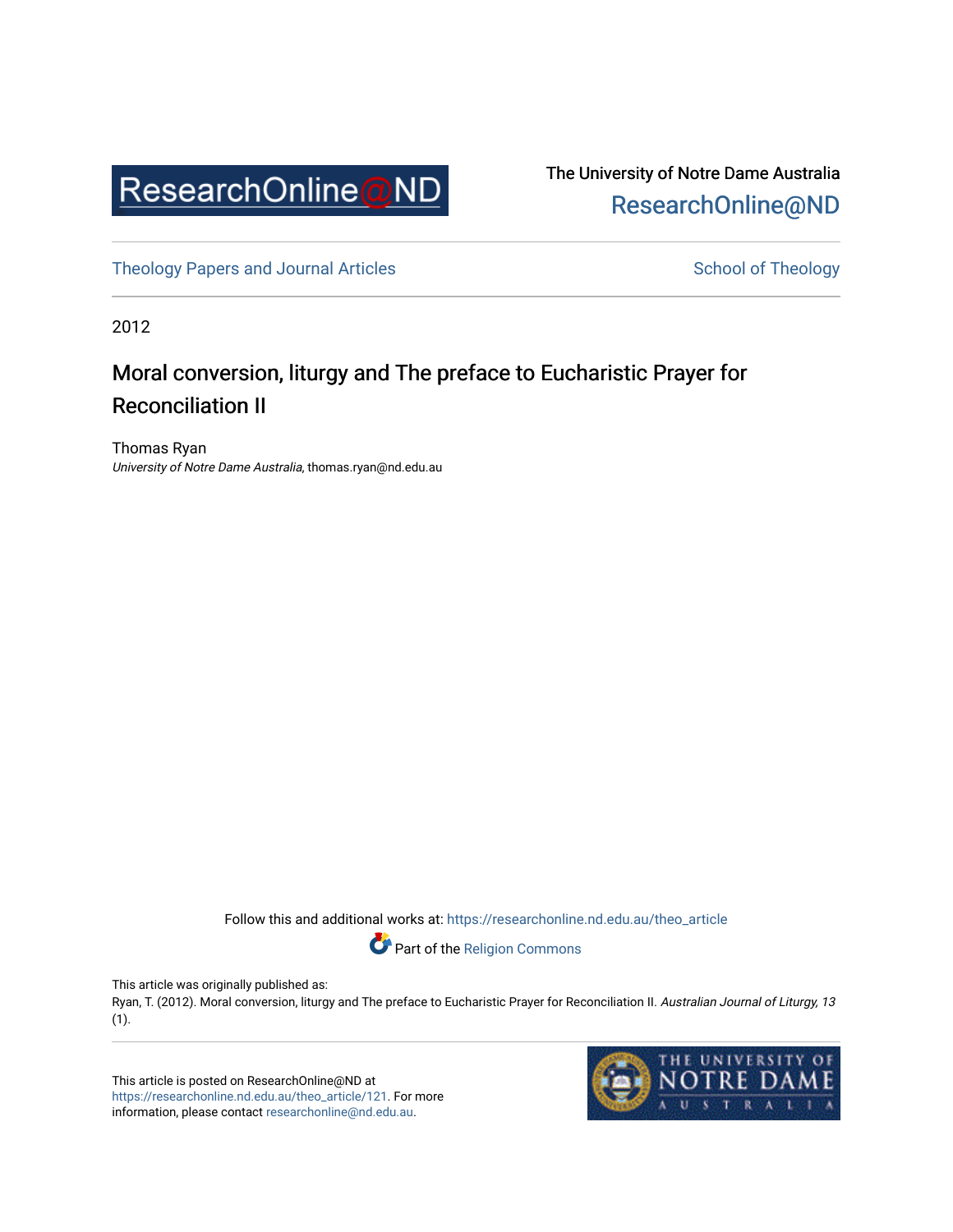ResearchOnline@ND

The University of Notre Dame Australia
ResearchOnline@ND

Theology Papers and Journal Articles

School of Theology

2012

# Moral conversion, liturgy and The preface to Eucharistic Prayer for Reconciliation II

Thomas Ryan
*University of Notre Dame Australia*, thomas.ryan@nd.edu.au

Follow this and additional works at: https://researchonline.nd.edu.au/theo_article

Part of the Religion Commons

This article was originally published as:
Ryan, T. (2012). Moral conversion, liturgy and The preface to Eucharistic Prayer for Reconciliation II. *Australian Journal of Liturgy, 13* (1).

This article is posted on ResearchOnline@ND at https://researchonline.nd.edu.au/theo_article/121. For more information, please contact researchonline@nd.edu.au.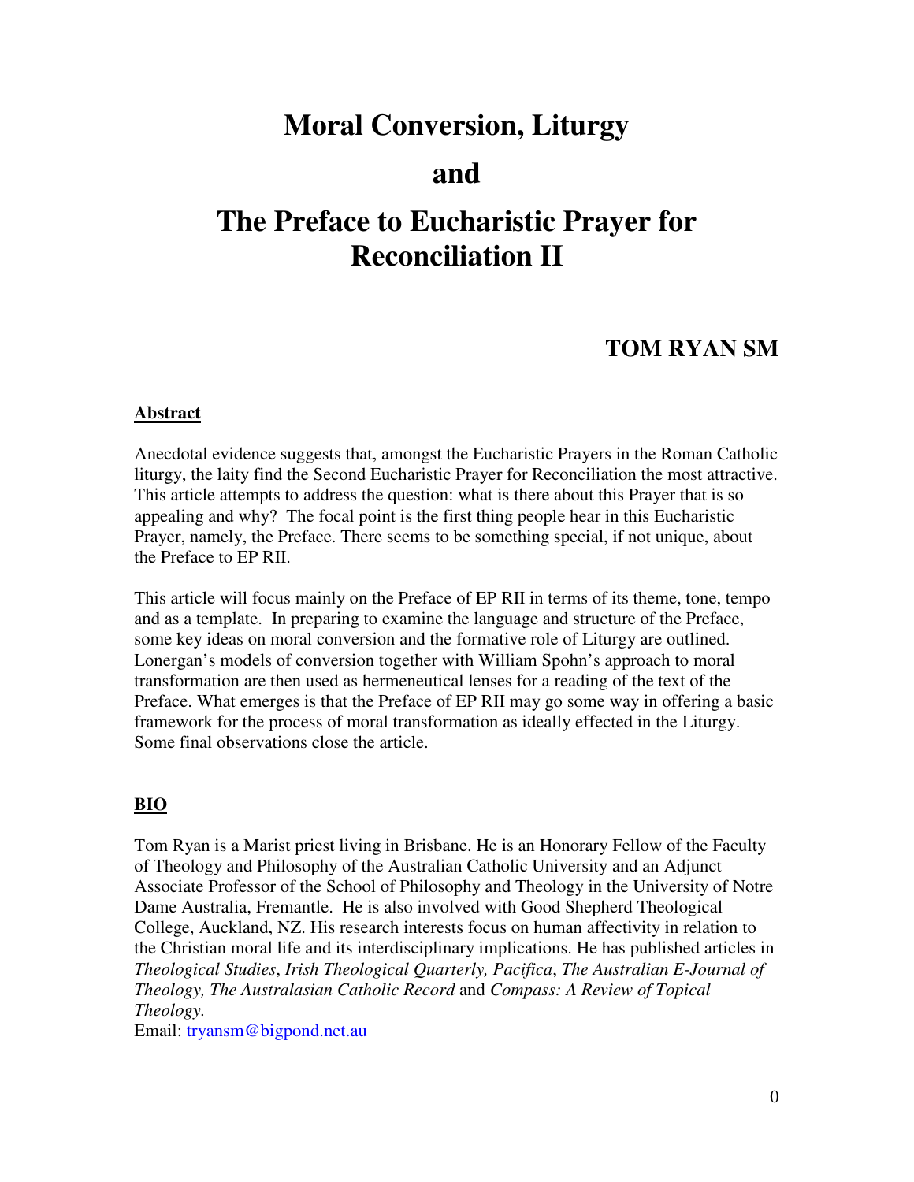# Moral Conversion, Liturgy

# and

# The Preface to Eucharistic Prayer for Reconciliation II

## TOM RYAN SM

**Abstract**

Anecdotal evidence suggests that, amongst the Eucharistic Prayers in the Roman Catholic liturgy, the laity find the Second Eucharistic Prayer for Reconciliation the most attractive. This article attempts to address the question: what is there about this Prayer that is so appealing and why? The focal point is the first thing people hear in this Eucharistic Prayer, namely, the Preface. There seems to be something special, if not unique, about the Preface to EP RII.

This article will focus mainly on the Preface of EP RII in terms of its theme, tone, tempo and as a template. In preparing to examine the language and structure of the Preface, some key ideas on moral conversion and the formative role of Liturgy are outlined. Lonergan's models of conversion together with William Spohn's approach to moral transformation are then used as hermeneutical lenses for a reading of the text of the Preface. What emerges is that the Preface of EP RII may go some way in offering a basic framework for the process of moral transformation as ideally effected in the Liturgy. Some final observations close the article.

**BIO**

Tom Ryan is a Marist priest living in Brisbane. He is an Honorary Fellow of the Faculty of Theology and Philosophy of the Australian Catholic University and an Adjunct Associate Professor of the School of Philosophy and Theology in the University of Notre Dame Australia, Fremantle. He is also involved with Good Shepherd Theological College, Auckland, NZ. His research interests focus on human affectivity in relation to the Christian moral life and its interdisciplinary implications. He has published articles in *Theological Studies*, *Irish Theological Quarterly, Pacifica*, *The Australian E-Journal of Theology, The Australasian Catholic Record* and *Compass: A Review of Topical Theology.*
Email: tryansm@bigpond.net.au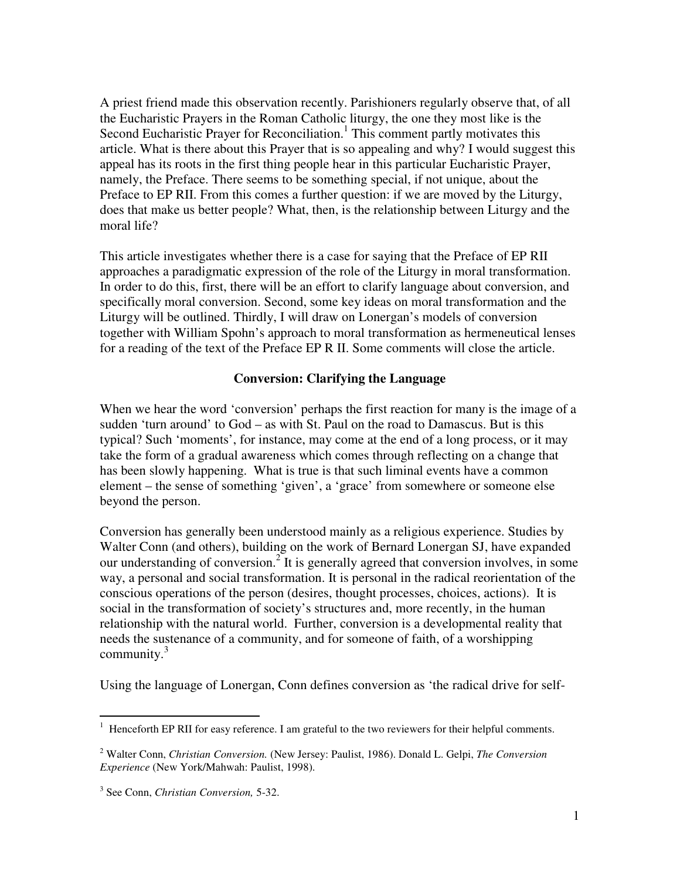A priest friend made this observation recently. Parishioners regularly observe that, of all the Eucharistic Prayers in the Roman Catholic liturgy, the one they most like is the Second Eucharistic Prayer for Reconciliation.[1] This comment partly motivates this article. What is there about this Prayer that is so appealing and why? I would suggest this appeal has its roots in the first thing people hear in this particular Eucharistic Prayer, namely, the Preface. There seems to be something special, if not unique, about the Preface to EP RII. From this comes a further question: if we are moved by the Liturgy, does that make us better people? What, then, is the relationship between Liturgy and the moral life?

This article investigates whether there is a case for saying that the Preface of EP RII approaches a paradigmatic expression of the role of the Liturgy in moral transformation. In order to do this, first, there will be an effort to clarify language about conversion, and specifically moral conversion. Second, some key ideas on moral transformation and the Liturgy will be outlined. Thirdly, I will draw on Lonergan's models of conversion together with William Spohn's approach to moral transformation as hermeneutical lenses for a reading of the text of the Preface EP R II. Some comments will close the article.

## Conversion: Clarifying the Language

When we hear the word 'conversion' perhaps the first reaction for many is the image of a sudden 'turn around' to God – as with St. Paul on the road to Damascus. But is this typical? Such 'moments', for instance, may come at the end of a long process, or it may take the form of a gradual awareness which comes through reflecting on a change that has been slowly happening. What is true is that such liminal events have a common element – the sense of something 'given', a 'grace' from somewhere or someone else beyond the person.

Conversion has generally been understood mainly as a religious experience. Studies by Walter Conn (and others), building on the work of Bernard Lonergan SJ, have expanded our understanding of conversion.[2] It is generally agreed that conversion involves, in some way, a personal and social transformation. It is personal in the radical reorientation of the conscious operations of the person (desires, thought processes, choices, actions). It is social in the transformation of society's structures and, more recently, in the human relationship with the natural world. Further, conversion is a developmental reality that needs the sustenance of a community, and for someone of faith, of a worshipping community.[3]

Using the language of Lonergan, Conn defines conversion as 'the radical drive for self-

---

[1] Henceforth EP RII for easy reference. I am grateful to the two reviewers for their helpful comments.

[2] Walter Conn, *Christian Conversion.* (New Jersey: Paulist, 1986). Donald L. Gelpi, *The Conversion Experience* (New York/Mahwah: Paulist, 1998).

[3] See Conn, *Christian Conversion,* 5-32.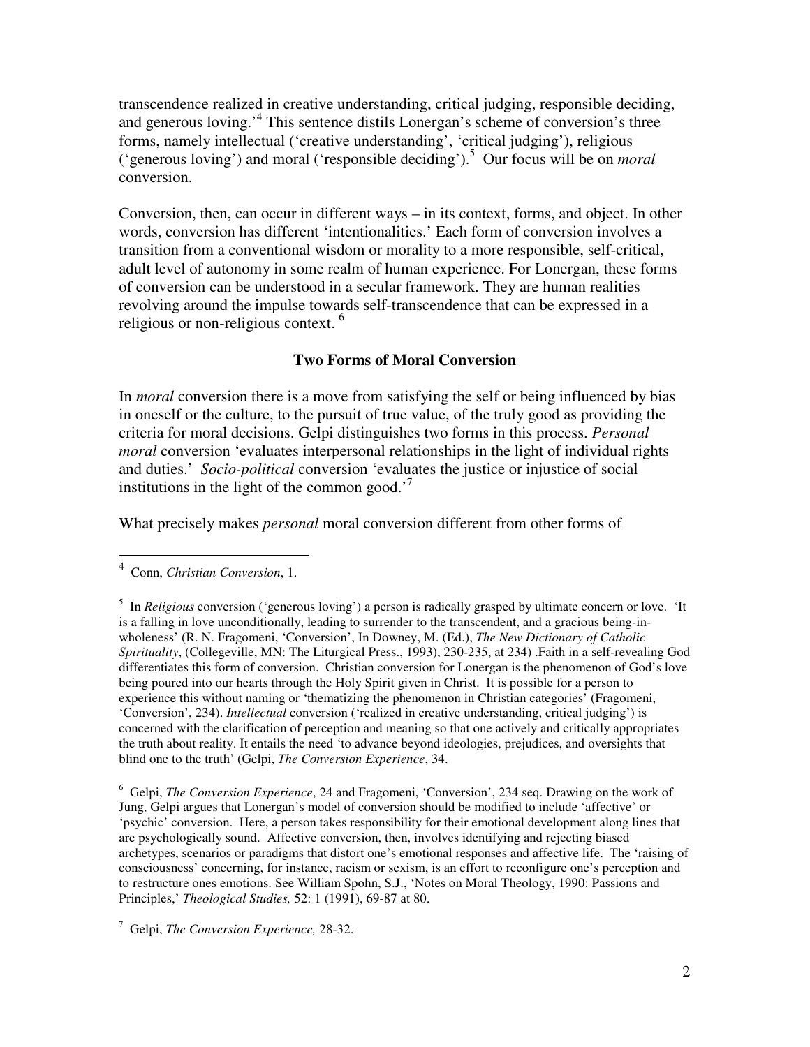transcendence realized in creative understanding, critical judging, responsible deciding, and generous loving.'[4] This sentence distils Lonergan's scheme of conversion's three forms, namely intellectual ('creative understanding', 'critical judging'), religious ('generous loving') and moral ('responsible deciding').[5] Our focus will be on *moral* conversion.

Conversion, then, can occur in different ways – in its context, forms, and object. In other words, conversion has different 'intentionalities.' Each form of conversion involves a transition from a conventional wisdom or morality to a more responsible, self-critical, adult level of autonomy in some realm of human experience. For Lonergan, these forms of conversion can be understood in a secular framework. They are human realities revolving around the impulse towards self-transcendence that can be expressed in a religious or non-religious context. [6]

## Two Forms of Moral Conversion

In *moral* conversion there is a move from satisfying the self or being influenced by bias in oneself or the culture, to the pursuit of true value, of the truly good as providing the criteria for moral decisions. Gelpi distinguishes two forms in this process. *Personal moral* conversion 'evaluates interpersonal relationships in the light of individual rights and duties.' *Socio-political* conversion 'evaluates the justice or injustice of social institutions in the light of the common good.'[7]

What precisely makes *personal* moral conversion different from other forms of

---

[4] Conn, *Christian Conversion*, 1.

[5] In *Religious* conversion ('generous loving') a person is radically grasped by ultimate concern or love. 'It is a falling in love unconditionally, leading to surrender to the transcendent, and a gracious being-in-wholeness' (R. N. Fragomeni, 'Conversion', In Downey, M. (Ed.), *The New Dictionary of Catholic Spirituality*, (Collegeville, MN: The Liturgical Press., 1993), 230-235, at 234) .Faith in a self-revealing God differentiates this form of conversion. Christian conversion for Lonergan is the phenomenon of God's love being poured into our hearts through the Holy Spirit given in Christ. It is possible for a person to experience this without naming or 'thematizing the phenomenon in Christian categories' (Fragomeni, 'Conversion', 234). *Intellectual* conversion ('realized in creative understanding, critical judging') is concerned with the clarification of perception and meaning so that one actively and critically appropriates the truth about reality. It entails the need 'to advance beyond ideologies, prejudices, and oversights that blind one to the truth' (Gelpi, *The Conversion Experience*, 34.

[6] Gelpi, *The Conversion Experience*, 24 and Fragomeni, 'Conversion', 234 seq. Drawing on the work of Jung, Gelpi argues that Lonergan's model of conversion should be modified to include 'affective' or 'psychic' conversion. Here, a person takes responsibility for their emotional development along lines that are psychologically sound. Affective conversion, then, involves identifying and rejecting biased archetypes, scenarios or paradigms that distort one's emotional responses and affective life. The 'raising of consciousness' concerning, for instance, racism or sexism, is an effort to reconfigure one's perception and to restructure ones emotions. See William Spohn, S.J., 'Notes on Moral Theology, 1990: Passions and Principles,' *Theological Studies,* 52: 1 (1991), 69-87 at 80.

[7] Gelpi, *The Conversion Experience,* 28-32.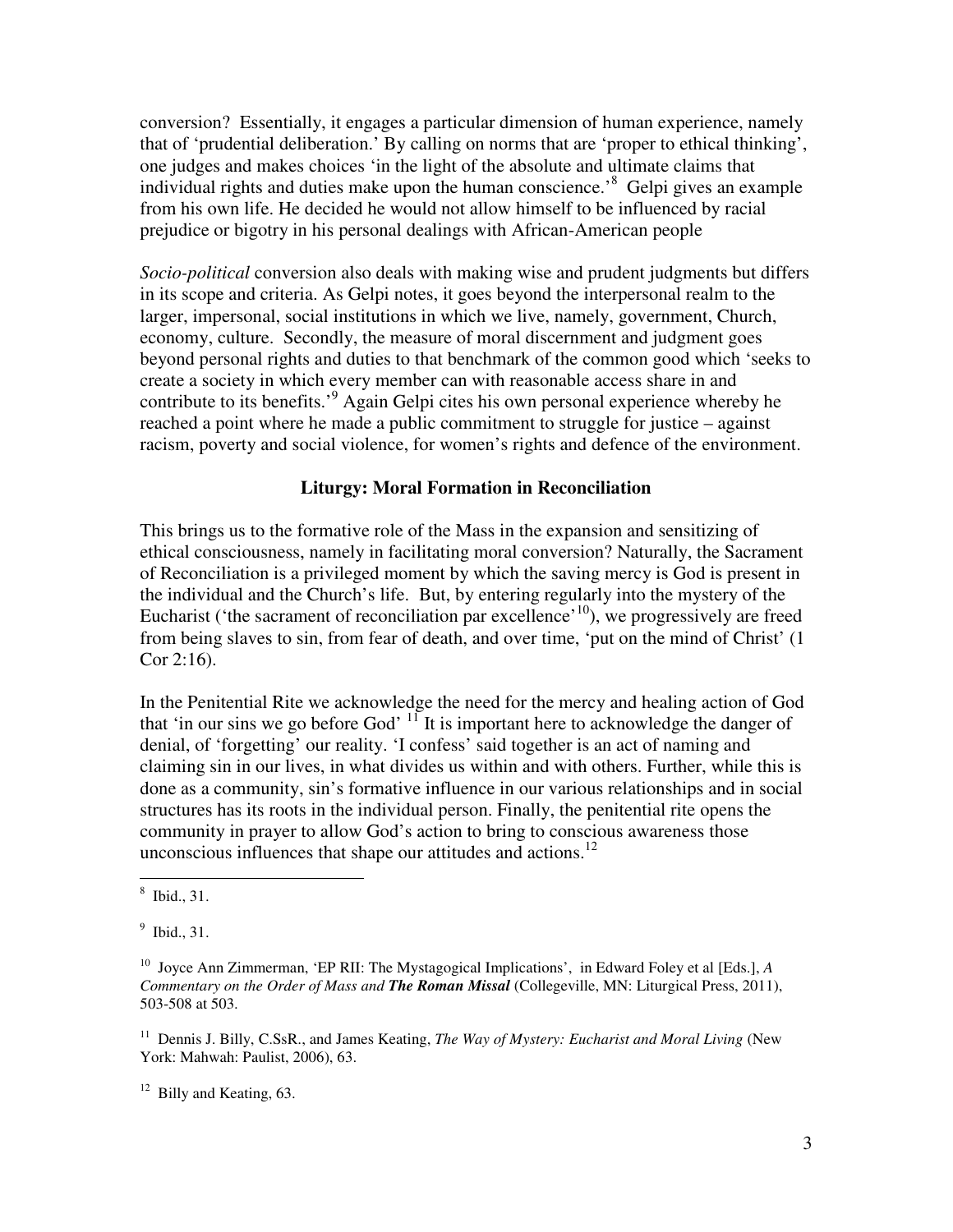conversion? Essentially, it engages a particular dimension of human experience, namely that of 'prudential deliberation.' By calling on norms that are 'proper to ethical thinking', one judges and makes choices 'in the light of the absolute and ultimate claims that individual rights and duties make upon the human conscience.'[8] Gelpi gives an example from his own life. He decided he would not allow himself to be influenced by racial prejudice or bigotry in his personal dealings with African-American people

*Socio-political* conversion also deals with making wise and prudent judgments but differs in its scope and criteria. As Gelpi notes, it goes beyond the interpersonal realm to the larger, impersonal, social institutions in which we live, namely, government, Church, economy, culture. Secondly, the measure of moral discernment and judgment goes beyond personal rights and duties to that benchmark of the common good which 'seeks to create a society in which every member can with reasonable access share in and contribute to its benefits.'[9] Again Gelpi cites his own personal experience whereby he reached a point where he made a public commitment to struggle for justice – against racism, poverty and social violence, for women's rights and defence of the environment.

## Liturgy: Moral Formation in Reconciliation

This brings us to the formative role of the Mass in the expansion and sensitizing of ethical consciousness, namely in facilitating moral conversion? Naturally, the Sacrament of Reconciliation is a privileged moment by which the saving mercy is God is present in the individual and the Church's life. But, by entering regularly into the mystery of the Eucharist ('the sacrament of reconciliation par excellence'[10]), we progressively are freed from being slaves to sin, from fear of death, and over time, 'put on the mind of Christ' (1 Cor 2:16).

In the Penitential Rite we acknowledge the need for the mercy and healing action of God that 'in our sins we go before God' [11] It is important here to acknowledge the danger of denial, of 'forgetting' our reality. 'I confess' said together is an act of naming and claiming sin in our lives, in what divides us within and with others. Further, while this is done as a community, sin's formative influence in our various relationships and in social structures has its roots in the individual person. Finally, the penitential rite opens the community in prayer to allow God's action to bring to conscious awareness those unconscious influences that shape our attitudes and actions.[12]

---

[8] Ibid., 31.

[9] Ibid., 31.

[10] Joyce Ann Zimmerman, 'EP RII: The Mystagogical Implications', in Edward Foley et al [Eds.], *A Commentary on the Order of Mass and **The Roman Missal*** (Collegeville, MN: Liturgical Press, 2011), 503-508 at 503.

[11] Dennis J. Billy, C.SsR., and James Keating, *The Way of Mystery: Eucharist and Moral Living* (New York: Mahwah: Paulist, 2006), 63.

[12] Billy and Keating, 63.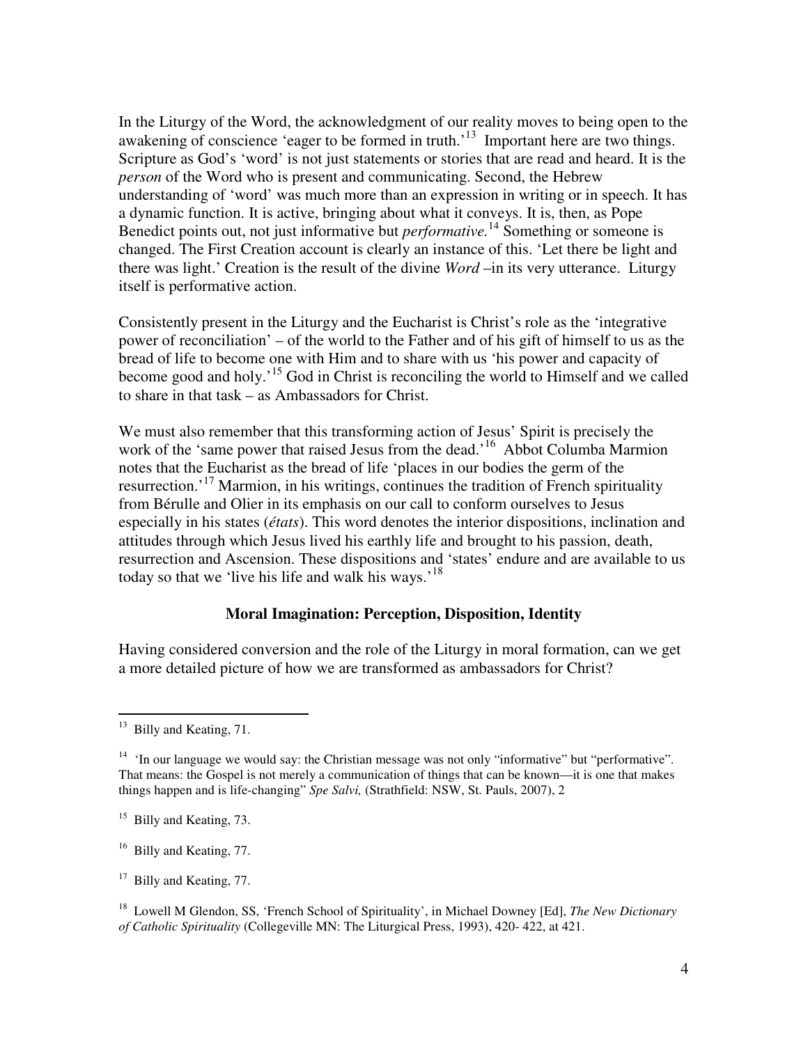In the Liturgy of the Word, the acknowledgment of our reality moves to being open to the awakening of conscience 'eager to be formed in truth.'[13] Important here are two things. Scripture as God's 'word' is not just statements or stories that are read and heard. It is the *person* of the Word who is present and communicating. Second, the Hebrew understanding of 'word' was much more than an expression in writing or in speech. It has a dynamic function. It is active, bringing about what it conveys. It is, then, as Pope Benedict points out, not just informative but *performative.*[14] Something or someone is changed. The First Creation account is clearly an instance of this. 'Let there be light and there was light.' Creation is the result of the divine *Word* –in its very utterance. Liturgy itself is performative action.

Consistently present in the Liturgy and the Eucharist is Christ's role as the 'integrative power of reconciliation' – of the world to the Father and of his gift of himself to us as the bread of life to become one with Him and to share with us 'his power and capacity of become good and holy.'[15] God in Christ is reconciling the world to Himself and we called to share in that task – as Ambassadors for Christ.

We must also remember that this transforming action of Jesus' Spirit is precisely the work of the 'same power that raised Jesus from the dead.'[16] Abbot Columba Marmion notes that the Eucharist as the bread of life 'places in our bodies the germ of the resurrection.'[17] Marmion, in his writings, continues the tradition of French spirituality from Bérulle and Olier in its emphasis on our call to conform ourselves to Jesus especially in his states (*états*). This word denotes the interior dispositions, inclination and attitudes through which Jesus lived his earthly life and brought to his passion, death, resurrection and Ascension. These dispositions and 'states' endure and are available to us today so that we 'live his life and walk his ways.'[18]

**Moral Imagination: Perception, Disposition, Identity**

Having considered conversion and the role of the Liturgy in moral formation, can we get a more detailed picture of how we are transformed as ambassadors for Christ?

---

[13] Billy and Keating, 71.

[14] 'In our language we would say: the Christian message was not only "informative" but "performative". That means: the Gospel is not merely a communication of things that can be known—it is one that makes things happen and is life-changing" *Spe Salvi,* (Strathfield: NSW, St. Pauls, 2007), 2

[15] Billy and Keating, 73.

[16] Billy and Keating, 77.

[17] Billy and Keating, 77.

[18] Lowell M Glendon, SS, 'French School of Spirituality', in Michael Downey [Ed], *The New Dictionary of Catholic Spirituality* (Collegeville MN: The Liturgical Press, 1993), 420- 422, at 421.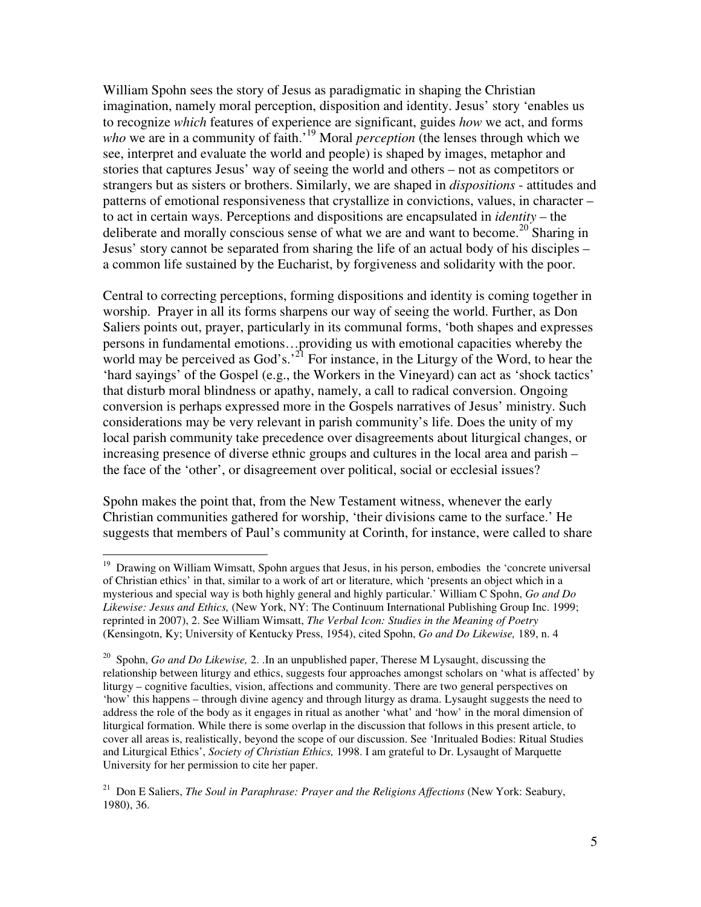William Spohn sees the story of Jesus as paradigmatic in shaping the Christian imagination, namely moral perception, disposition and identity. Jesus' story 'enables us to recognize *which* features of experience are significant, guides *how* we act, and forms *who* we are in a community of faith.'[19] Moral *perception* (the lenses through which we see, interpret and evaluate the world and people) is shaped by images, metaphor and stories that captures Jesus' way of seeing the world and others – not as competitors or strangers but as sisters or brothers. Similarly, we are shaped in *dispositions* - attitudes and patterns of emotional responsiveness that crystallize in convictions, values, in character – to act in certain ways. Perceptions and dispositions are encapsulated in *identity* – the deliberate and morally conscious sense of what we are and want to become.[20] Sharing in Jesus' story cannot be separated from sharing the life of an actual body of his disciples – a common life sustained by the Eucharist, by forgiveness and solidarity with the poor.

Central to correcting perceptions, forming dispositions and identity is coming together in worship. Prayer in all its forms sharpens our way of seeing the world. Further, as Don Saliers points out, prayer, particularly in its communal forms, 'both shapes and expresses persons in fundamental emotions…providing us with emotional capacities whereby the world may be perceived as God's.'[21] For instance, in the Liturgy of the Word, to hear the 'hard sayings' of the Gospel (e.g., the Workers in the Vineyard) can act as 'shock tactics' that disturb moral blindness or apathy, namely, a call to radical conversion. Ongoing conversion is perhaps expressed more in the Gospels narratives of Jesus' ministry. Such considerations may be very relevant in parish community's life. Does the unity of my local parish community take precedence over disagreements about liturgical changes, or increasing presence of diverse ethnic groups and cultures in the local area and parish – the face of the 'other', or disagreement over political, social or ecclesial issues?

Spohn makes the point that, from the New Testament witness, whenever the early Christian communities gathered for worship, 'their divisions came to the surface.' He suggests that members of Paul's community at Corinth, for instance, were called to share

---

[19] Drawing on William Wimsatt, Spohn argues that Jesus, in his person, embodies the 'concrete universal of Christian ethics' in that, similar to a work of art or literature, which 'presents an object which in a mysterious and special way is both highly general and highly particular.' William C Spohn, *Go and Do Likewise: Jesus and Ethics,* (New York, NY: The Continuum International Publishing Group Inc. 1999; reprinted in 2007), 2. See William Wimsatt, *The Verbal Icon: Studies in the Meaning of Poetry* (Kensingotn, Ky; University of Kentucky Press, 1954), cited Spohn, *Go and Do Likewise,* 189, n. 4

[20] Spohn, *Go and Do Likewise,* 2. .In an unpublished paper, Therese M Lysaught, discussing the relationship between liturgy and ethics, suggests four approaches amongst scholars on 'what is affected' by liturgy – cognitive faculties, vision, affections and community. There are two general perspectives on 'how' this happens – through divine agency and through liturgy as drama. Lysaught suggests the need to address the role of the body as it engages in ritual as another 'what' and 'how' in the moral dimension of liturgical formation. While there is some overlap in the discussion that follows in this present article, to cover all areas is, realistically, beyond the scope of our discussion. See 'Inritualed Bodies: Ritual Studies and Liturgical Ethics', *Society of Christian Ethics,* 1998. I am grateful to Dr. Lysaught of Marquette University for her permission to cite her paper.

[21] Don E Saliers, *The Soul in Paraphrase: Prayer and the Religions Affections* (New York: Seabury, 1980), 36.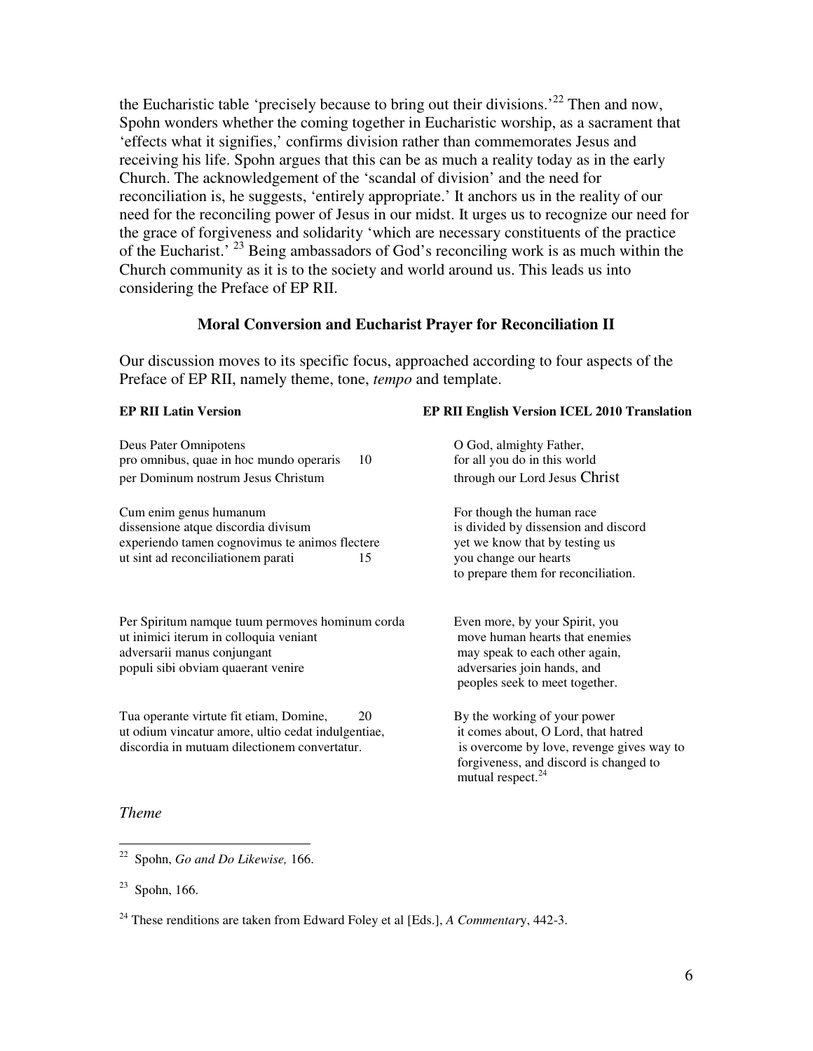the Eucharistic table 'precisely because to bring out their divisions.'[22] Then and now, Spohn wonders whether the coming together in Eucharistic worship, as a sacrament that 'effects what it signifies,' confirms division rather than commemorates Jesus and receiving his life. Spohn argues that this can be as much a reality today as in the early Church. The acknowledgement of the 'scandal of division' and the need for reconciliation is, he suggests, 'entirely appropriate.' It anchors us in the reality of our need for the reconciling power of Jesus in our midst. It urges us to recognize our need for the grace of forgiveness and solidarity 'which are necessary constituents of the practice of the Eucharist.' [23] Being ambassadors of God's reconciling work is as much within the Church community as it is to the society and world around us. This leads us into considering the Preface of EP RII.

### Moral Conversion and Eucharist Prayer for Reconciliation II

Our discussion moves to its specific focus, approached according to four aspects of the Preface of EP RII, namely theme, tone, *tempo* and template.

| EP RII Latin Version | | EP RII English Version ICEL 2010 Translation |
|---|---|---|
| Deus Pater Omnipotens<br>pro omnibus, quae in hoc mundo operaris<br>per Dominum nostrum Jesus Christum | 10 | O God, almighty Father,<br>for all you do in this world<br>through our Lord Jesus Christ |
| Cum enim genus humanum<br>dissensione atque discordia divisum<br>experiendo tamen cognovimus te animos flectere<br>ut sint ad reconciliationem parati | 15 | For though the human race<br>is divided by dissension and discord<br>yet we know that by testing us<br>you change our hearts<br>to prepare them for reconciliation. |
| Per Spiritum namque tuum permoves hominum corda<br>ut inimici iterum in colloquia veniant<br>adversarii manus conjungant<br>populi sibi obviam quaerant venire | | Even more, by your Spirit, you<br>move human hearts that enemies<br>may speak to each other again,<br>adversaries join hands, and<br>peoples seek to meet together. |
| Tua operante virtute fit etiam, Domine,<br>ut odium vincatur amore, ultio cedat indulgentiae,<br>discordia in mutuam dilectionem convertatur. | 20 | By the working of your power<br>it comes about, O Lord, that hatred<br>is overcome by love, revenge gives way to<br>forgiveness, and discord is changed to<br>mutual respect.[24] |

*Theme*

---

[22] Spohn, *Go and Do Likewise,* 166.

[23] Spohn, 166.

[24] These renditions are taken from Edward Foley et al [Eds.], *A Commentary*, 442-3.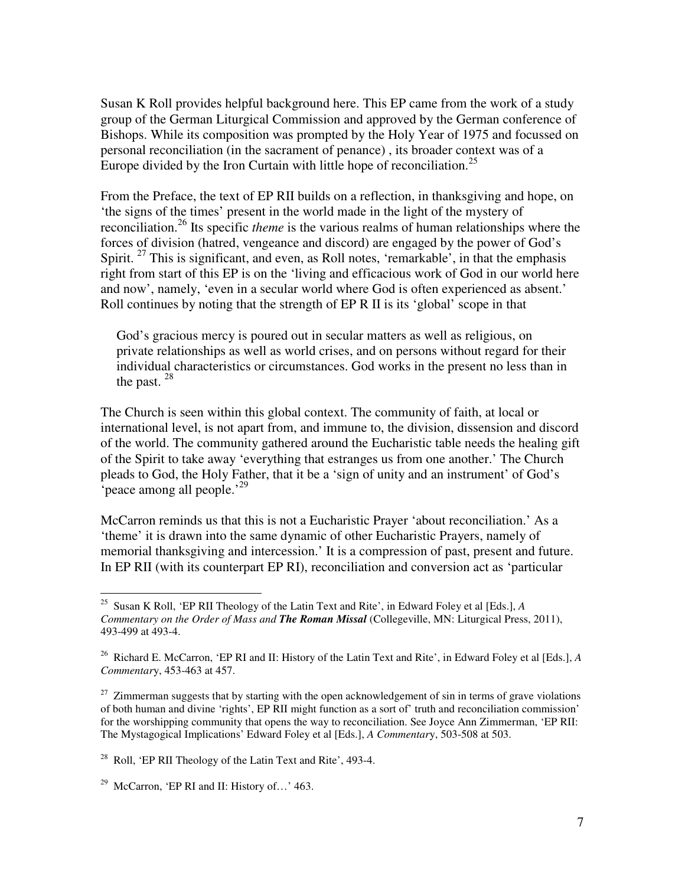Susan K Roll provides helpful background here. This EP came from the work of a study group of the German Liturgical Commission and approved by the German conference of Bishops. While its composition was prompted by the Holy Year of 1975 and focussed on personal reconciliation (in the sacrament of penance) , its broader context was of a Europe divided by the Iron Curtain with little hope of reconciliation.[25]

From the Preface, the text of EP RII builds on a reflection, in thanksgiving and hope, on 'the signs of the times' present in the world made in the light of the mystery of reconciliation.[26] Its specific *theme* is the various realms of human relationships where the forces of division (hatred, vengeance and discord) are engaged by the power of God's Spirit. [27] This is significant, and even, as Roll notes, 'remarkable', in that the emphasis right from start of this EP is on the 'living and efficacious work of God in our world here and now', namely, 'even in a secular world where God is often experienced as absent.' Roll continues by noting that the strength of EP R II is its 'global' scope in that

> God's gracious mercy is poured out in secular matters as well as religious, on private relationships as well as world crises, and on persons without regard for their individual characteristics or circumstances. God works in the present no less than in the past. [28]

The Church is seen within this global context. The community of faith, at local or international level, is not apart from, and immune to, the division, dissension and discord of the world. The community gathered around the Eucharistic table needs the healing gift of the Spirit to take away 'everything that estranges us from one another.' The Church pleads to God, the Holy Father, that it be a 'sign of unity and an instrument' of God's 'peace among all people.'[29]

McCarron reminds us that this is not a Eucharistic Prayer 'about reconciliation.' As a 'theme' it is drawn into the same dynamic of other Eucharistic Prayers, namely of memorial thanksgiving and intercession.' It is a compression of past, present and future. In EP RII (with its counterpart EP RI), reconciliation and conversion act as 'particular

---

[25] Susan K Roll, 'EP RII Theology of the Latin Text and Rite', in Edward Foley et al [Eds.], *A Commentary on the Order of Mass and **The Roman Missal*** (Collegeville, MN: Liturgical Press, 2011), 493-499 at 493-4.

[26] Richard E. McCarron, 'EP RI and II: History of the Latin Text and Rite', in Edward Foley et al [Eds.], *A Commentary*, 453-463 at 457.

[27] Zimmerman suggests that by starting with the open acknowledgement of sin in terms of grave violations of both human and divine 'rights', EP RII might function as a sort of' truth and reconciliation commission' for the worshipping community that opens the way to reconciliation. See Joyce Ann Zimmerman, 'EP RII: The Mystagogical Implications' Edward Foley et al [Eds.], *A Commentary*, 503-508 at 503.

[28] Roll, 'EP RII Theology of the Latin Text and Rite', 493-4.

[29] McCarron, 'EP RI and II: History of…' 463.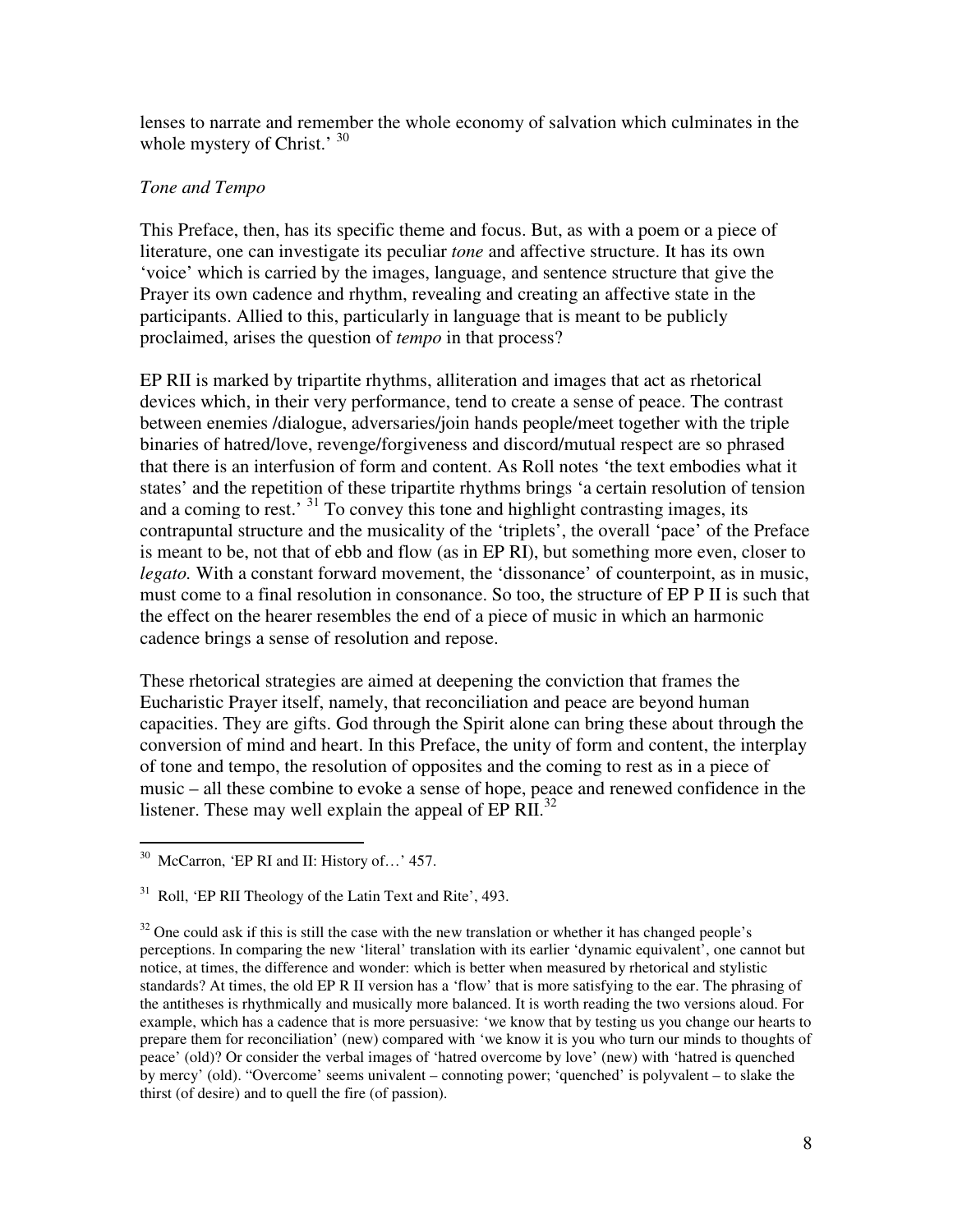lenses to narrate and remember the whole economy of salvation which culminates in the whole mystery of Christ.' [30]

*Tone and Tempo*

This Preface, then, has its specific theme and focus. But, as with a poem or a piece of literature, one can investigate its peculiar *tone* and affective structure. It has its own 'voice' which is carried by the images, language, and sentence structure that give the Prayer its own cadence and rhythm, revealing and creating an affective state in the participants. Allied to this, particularly in language that is meant to be publicly proclaimed, arises the question of *tempo* in that process?

EP RII is marked by tripartite rhythms, alliteration and images that act as rhetorical devices which, in their very performance, tend to create a sense of peace. The contrast between enemies /dialogue, adversaries/join hands people/meet together with the triple binaries of hatred/love, revenge/forgiveness and discord/mutual respect are so phrased that there is an interfusion of form and content. As Roll notes 'the text embodies what it states' and the repetition of these tripartite rhythms brings 'a certain resolution of tension and a coming to rest.' [31] To convey this tone and highlight contrasting images, its contrapuntal structure and the musicality of the 'triplets', the overall 'pace' of the Preface is meant to be, not that of ebb and flow (as in EP RI), but something more even, closer to *legato.* With a constant forward movement, the 'dissonance' of counterpoint, as in music, must come to a final resolution in consonance. So too, the structure of EP P II is such that the effect on the hearer resembles the end of a piece of music in which an harmonic cadence brings a sense of resolution and repose.

These rhetorical strategies are aimed at deepening the conviction that frames the Eucharistic Prayer itself, namely, that reconciliation and peace are beyond human capacities. They are gifts. God through the Spirit alone can bring these about through the conversion of mind and heart. In this Preface, the unity of form and content, the interplay of tone and tempo, the resolution of opposites and the coming to rest as in a piece of music – all these combine to evoke a sense of hope, peace and renewed confidence in the listener. These may well explain the appeal of EP RII.[32]

---

[30] McCarron, 'EP RI and II: History of…' 457.

[31] Roll, 'EP RII Theology of the Latin Text and Rite', 493.

[32] One could ask if this is still the case with the new translation or whether it has changed people's perceptions. In comparing the new 'literal' translation with its earlier 'dynamic equivalent', one cannot but notice, at times, the difference and wonder: which is better when measured by rhetorical and stylistic standards? At times, the old EP R II version has a 'flow' that is more satisfying to the ear. The phrasing of the antitheses is rhythmically and musically more balanced. It is worth reading the two versions aloud. For example, which has a cadence that is more persuasive: 'we know that by testing us you change our hearts to prepare them for reconciliation' (new) compared with 'we know it is you who turn our minds to thoughts of peace' (old)? Or consider the verbal images of 'hatred overcome by love' (new) with 'hatred is quenched by mercy' (old). "Overcome' seems univalent – connoting power; 'quenched' is polyvalent – to slake the thirst (of desire) and to quell the fire (of passion).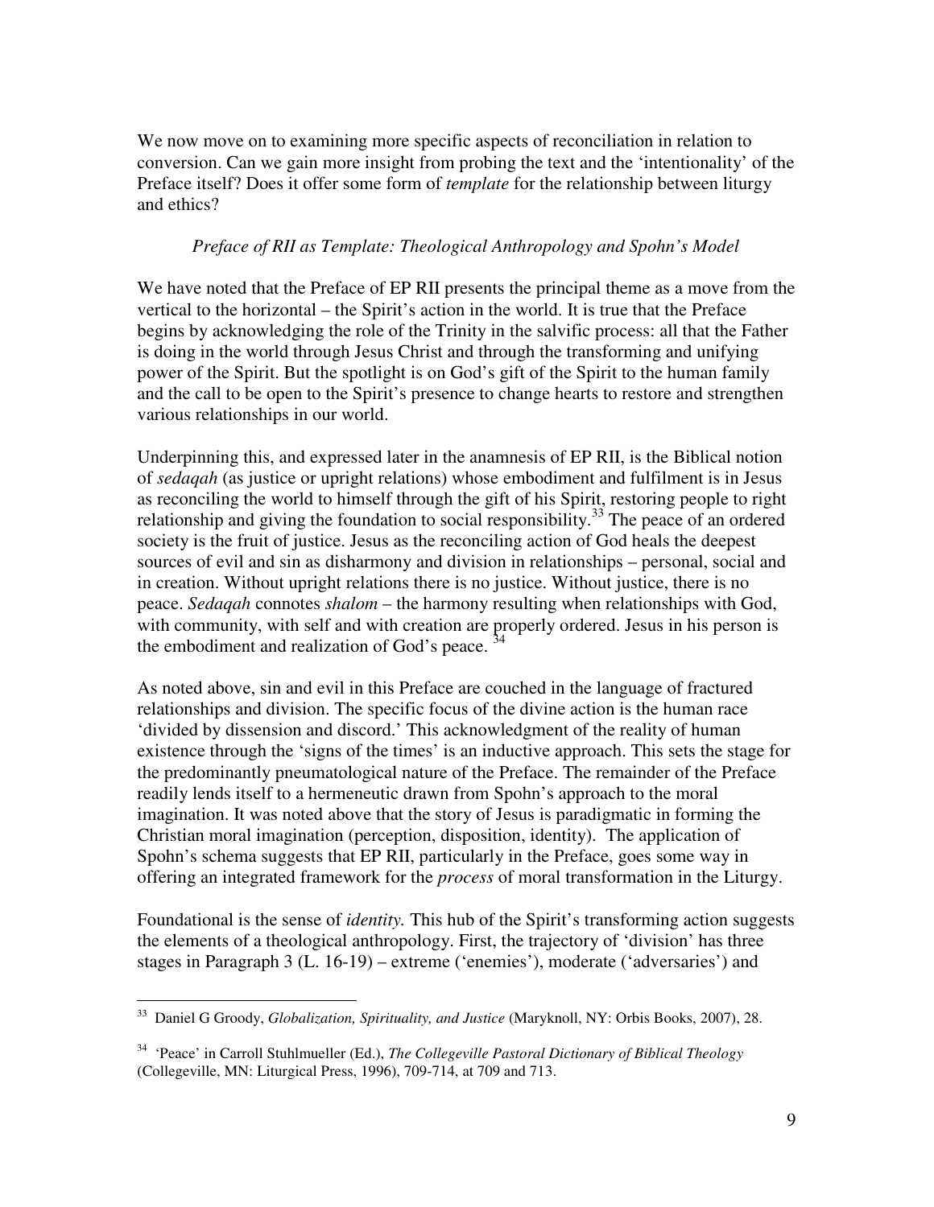We now move on to examining more specific aspects of reconciliation in relation to conversion. Can we gain more insight from probing the text and the 'intentionality' of the Preface itself? Does it offer some form of *template* for the relationship between liturgy and ethics?

### *Preface of RII as Template: Theological Anthropology and Spohn's Model*

We have noted that the Preface of EP RII presents the principal theme as a move from the vertical to the horizontal – the Spirit's action in the world. It is true that the Preface begins by acknowledging the role of the Trinity in the salvific process: all that the Father is doing in the world through Jesus Christ and through the transforming and unifying power of the Spirit. But the spotlight is on God's gift of the Spirit to the human family and the call to be open to the Spirit's presence to change hearts to restore and strengthen various relationships in our world.

Underpinning this, and expressed later in the anamnesis of EP RII, is the Biblical notion of *sedaqah* (as justice or upright relations) whose embodiment and fulfilment is in Jesus as reconciling the world to himself through the gift of his Spirit, restoring people to right relationship and giving the foundation to social responsibility.[33] The peace of an ordered society is the fruit of justice. Jesus as the reconciling action of God heals the deepest sources of evil and sin as disharmony and division in relationships – personal, social and in creation. Without upright relations there is no justice. Without justice, there is no peace. *Sedaqah* connotes *shalom* – the harmony resulting when relationships with God, with community, with self and with creation are properly ordered. Jesus in his person is the embodiment and realization of God's peace. [34]

As noted above, sin and evil in this Preface are couched in the language of fractured relationships and division. The specific focus of the divine action is the human race 'divided by dissension and discord.' This acknowledgment of the reality of human existence through the 'signs of the times' is an inductive approach. This sets the stage for the predominantly pneumatological nature of the Preface. The remainder of the Preface readily lends itself to a hermeneutic drawn from Spohn's approach to the moral imagination. It was noted above that the story of Jesus is paradigmatic in forming the Christian moral imagination (perception, disposition, identity). The application of Spohn's schema suggests that EP RII, particularly in the Preface, goes some way in offering an integrated framework for the *process* of moral transformation in the Liturgy.

Foundational is the sense of *identity.* This hub of the Spirit's transforming action suggests the elements of a theological anthropology. First, the trajectory of 'division' has three stages in Paragraph 3 (L. 16-19) – extreme ('enemies'), moderate ('adversaries') and

---

[33] Daniel G Groody, *Globalization, Spirituality, and Justice* (Maryknoll, NY: Orbis Books, 2007), 28.

[34] 'Peace' in Carroll Stuhlmueller (Ed.), *The Collegeville Pastoral Dictionary of Biblical Theology* (Collegeville, MN: Liturgical Press, 1996), 709-714, at 709 and 713.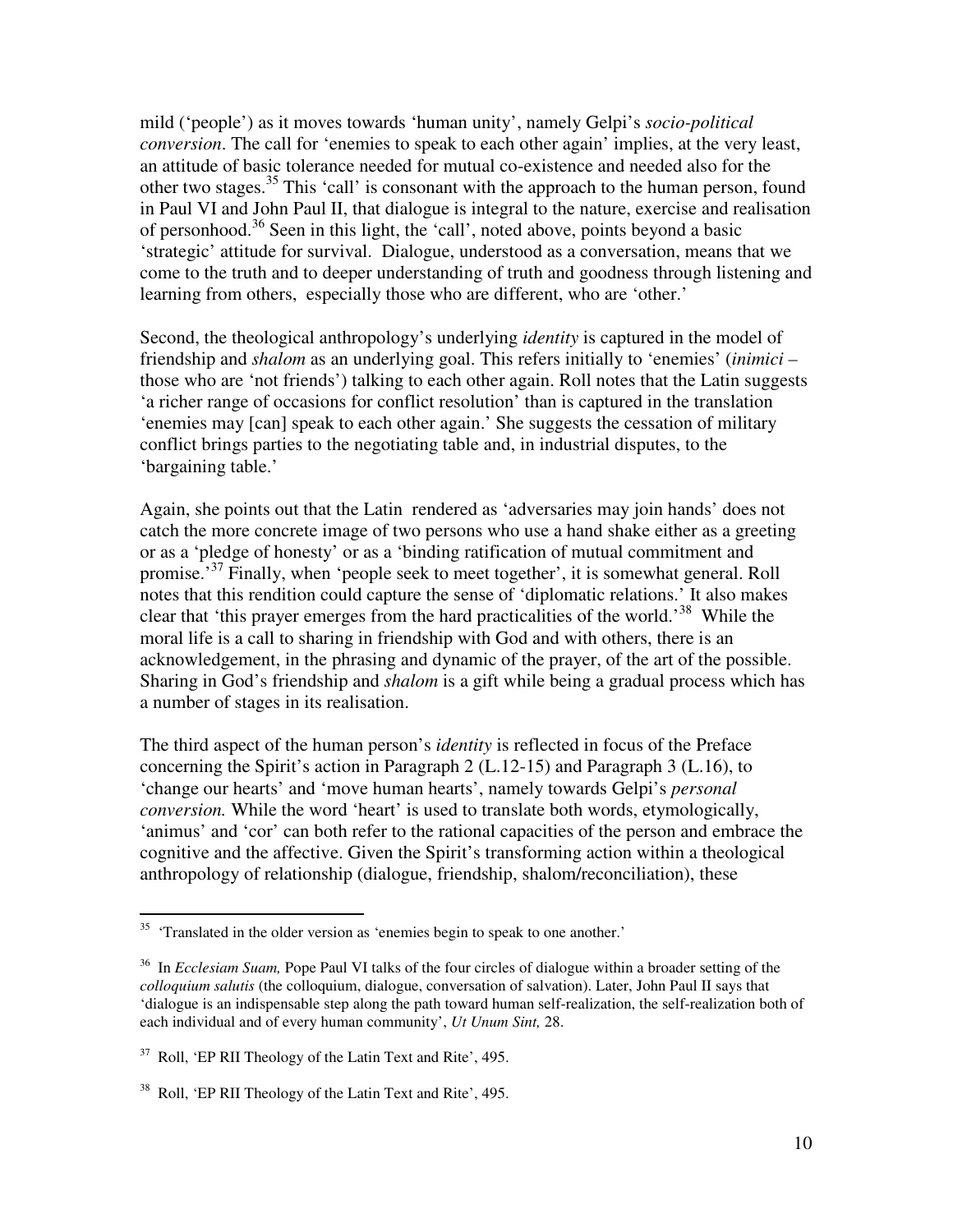mild ('people') as it moves towards 'human unity', namely Gelpi's *socio-political conversion*. The call for 'enemies to speak to each other again' implies, at the very least, an attitude of basic tolerance needed for mutual co-existence and needed also for the other two stages.[35] This 'call' is consonant with the approach to the human person, found in Paul VI and John Paul II, that dialogue is integral to the nature, exercise and realisation of personhood.[36] Seen in this light, the 'call', noted above, points beyond a basic 'strategic' attitude for survival. Dialogue, understood as a conversation, means that we come to the truth and to deeper understanding of truth and goodness through listening and learning from others, especially those who are different, who are 'other.'

Second, the theological anthropology's underlying *identity* is captured in the model of friendship and *shalom* as an underlying goal. This refers initially to 'enemies' (*inimici* – those who are 'not friends') talking to each other again. Roll notes that the Latin suggests 'a richer range of occasions for conflict resolution' than is captured in the translation 'enemies may [can] speak to each other again.' She suggests the cessation of military conflict brings parties to the negotiating table and, in industrial disputes, to the 'bargaining table.'

Again, she points out that the Latin rendered as 'adversaries may join hands' does not catch the more concrete image of two persons who use a hand shake either as a greeting or as a 'pledge of honesty' or as a 'binding ratification of mutual commitment and promise.'[37] Finally, when 'people seek to meet together', it is somewhat general. Roll notes that this rendition could capture the sense of 'diplomatic relations.' It also makes clear that 'this prayer emerges from the hard practicalities of the world.'[38] While the moral life is a call to sharing in friendship with God and with others, there is an acknowledgement, in the phrasing and dynamic of the prayer, of the art of the possible. Sharing in God's friendship and *shalom* is a gift while being a gradual process which has a number of stages in its realisation.

The third aspect of the human person's *identity* is reflected in focus of the Preface concerning the Spirit's action in Paragraph 2 (L.12-15) and Paragraph 3 (L.16), to 'change our hearts' and 'move human hearts', namely towards Gelpi's *personal conversion.* While the word 'heart' is used to translate both words, etymologically, 'animus' and 'cor' can both refer to the rational capacities of the person and embrace the cognitive and the affective. Given the Spirit's transforming action within a theological anthropology of relationship (dialogue, friendship, shalom/reconciliation), these

---

[35] 'Translated in the older version as 'enemies begin to speak to one another.'

[36] In *Ecclesiam Suam,* Pope Paul VI talks of the four circles of dialogue within a broader setting of the *colloquium salutis* (the colloquium, dialogue, conversation of salvation). Later, John Paul II says that 'dialogue is an indispensable step along the path toward human self-realization, the self-realization both of each individual and of every human community', *Ut Unum Sint,* 28.

[37] Roll, 'EP RII Theology of the Latin Text and Rite', 495.

[38] Roll, 'EP RII Theology of the Latin Text and Rite', 495.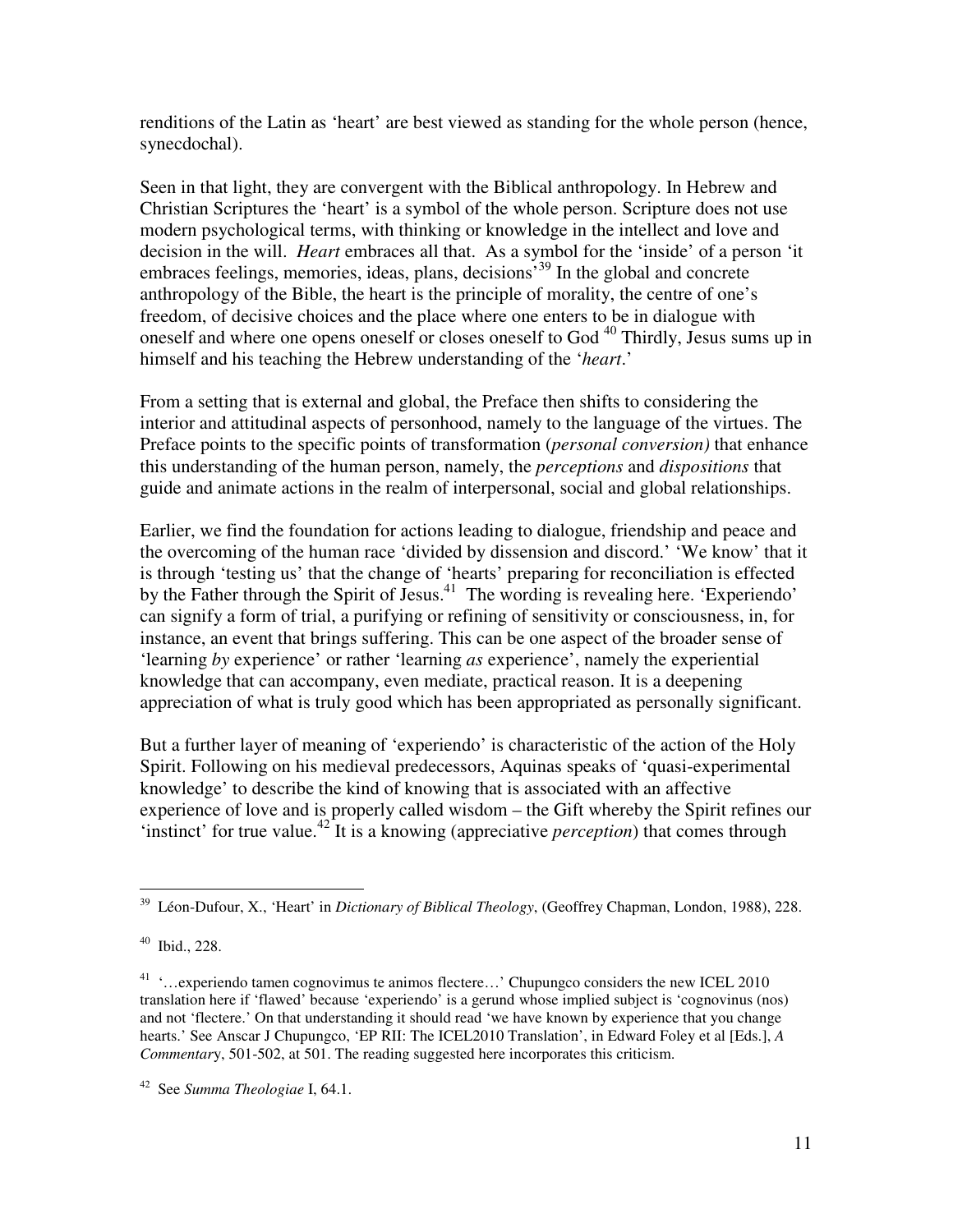renditions of the Latin as 'heart' are best viewed as standing for the whole person (hence, synecdochal).

Seen in that light, they are convergent with the Biblical anthropology. In Hebrew and Christian Scriptures the 'heart' is a symbol of the whole person. Scripture does not use modern psychological terms, with thinking or knowledge in the intellect and love and decision in the will. *Heart* embraces all that. As a symbol for the 'inside' of a person 'it embraces feelings, memories, ideas, plans, decisions'[39] In the global and concrete anthropology of the Bible, the heart is the principle of morality, the centre of one's freedom, of decisive choices and the place where one enters to be in dialogue with oneself and where one opens oneself or closes oneself to God [40] Thirdly, Jesus sums up in himself and his teaching the Hebrew understanding of the '*heart*.'

From a setting that is external and global, the Preface then shifts to considering the interior and attitudinal aspects of personhood, namely to the language of the virtues. The Preface points to the specific points of transformation (*personal conversion)* that enhance this understanding of the human person, namely, the *perceptions* and *dispositions* that guide and animate actions in the realm of interpersonal, social and global relationships.

Earlier, we find the foundation for actions leading to dialogue, friendship and peace and the overcoming of the human race 'divided by dissension and discord.' 'We know' that it is through 'testing us' that the change of 'hearts' preparing for reconciliation is effected by the Father through the Spirit of Jesus.[41] The wording is revealing here. 'Experiendo' can signify a form of trial, a purifying or refining of sensitivity or consciousness, in, for instance, an event that brings suffering. This can be one aspect of the broader sense of 'learning *by* experience' or rather 'learning *as* experience', namely the experiential knowledge that can accompany, even mediate, practical reason. It is a deepening appreciation of what is truly good which has been appropriated as personally significant.

But a further layer of meaning of 'experiendo' is characteristic of the action of the Holy Spirit. Following on his medieval predecessors, Aquinas speaks of 'quasi-experimental knowledge' to describe the kind of knowing that is associated with an affective experience of love and is properly called wisdom – the Gift whereby the Spirit refines our 'instinct' for true value.[42] It is a knowing (appreciative *perception*) that comes through

---

[39] Léon-Dufour, X., 'Heart' in *Dictionary of Biblical Theology*, (Geoffrey Chapman, London, 1988), 228.

[40] Ibid., 228.

[41] '…experiendo tamen cognovimus te animos flectere…' Chupungco considers the new ICEL 2010 translation here if 'flawed' because 'experiendo' is a gerund whose implied subject is 'cognovinus (nos) and not 'flectere.' On that understanding it should read 'we have known by experience that you change hearts.' See Anscar J Chupungco, 'EP RII: The ICEL2010 Translation', in Edward Foley et al [Eds.], *A Commentary*, 501-502, at 501. The reading suggested here incorporates this criticism.

[42] See *Summa Theologiae* I, 64.1.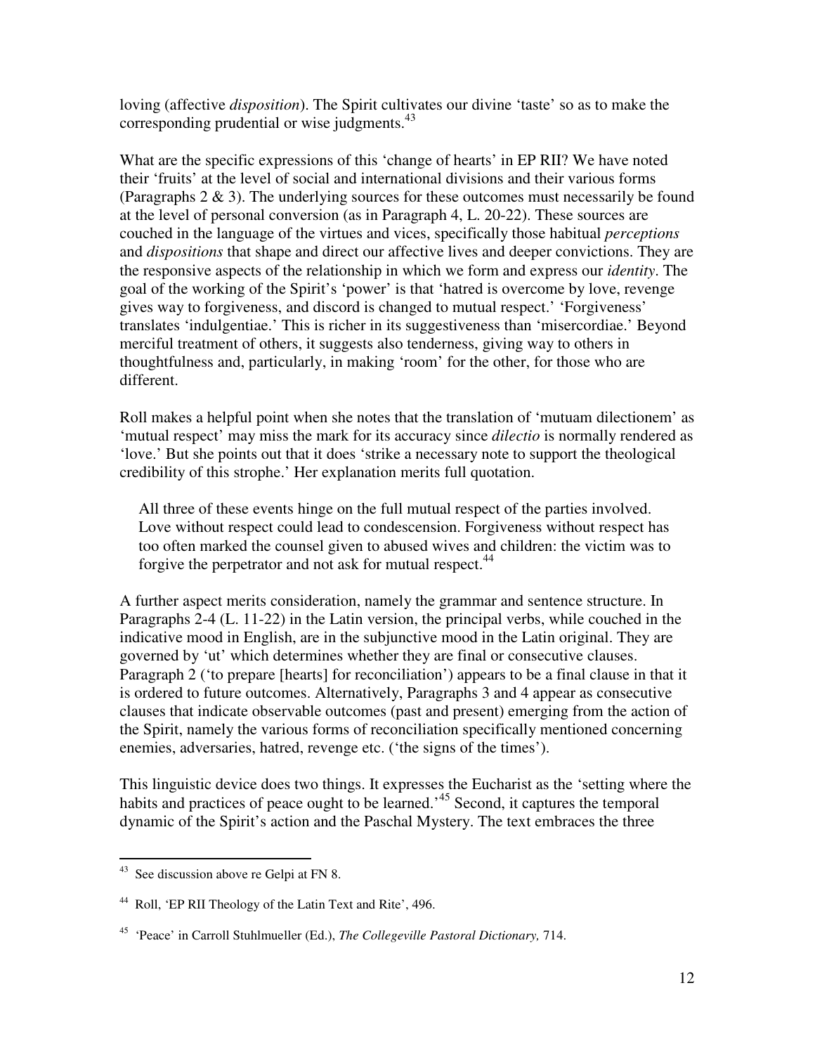loving (affective *disposition*). The Spirit cultivates our divine 'taste' so as to make the corresponding prudential or wise judgments.[43]

What are the specific expressions of this 'change of hearts' in EP RII? We have noted their 'fruits' at the level of social and international divisions and their various forms (Paragraphs 2 & 3). The underlying sources for these outcomes must necessarily be found at the level of personal conversion (as in Paragraph 4, L. 20-22). These sources are couched in the language of the virtues and vices, specifically those habitual *perceptions* and *dispositions* that shape and direct our affective lives and deeper convictions. They are the responsive aspects of the relationship in which we form and express our *identity*. The goal of the working of the Spirit's 'power' is that 'hatred is overcome by love, revenge gives way to forgiveness, and discord is changed to mutual respect.' 'Forgiveness' translates 'indulgentiae.' This is richer in its suggestiveness than 'misercordiae.' Beyond merciful treatment of others, it suggests also tenderness, giving way to others in thoughtfulness and, particularly, in making 'room' for the other, for those who are different.

Roll makes a helpful point when she notes that the translation of 'mutuam dilectionem' as 'mutual respect' may miss the mark for its accuracy since *dilectio* is normally rendered as 'love.' But she points out that it does 'strike a necessary note to support the theological credibility of this strophe.' Her explanation merits full quotation.

> All three of these events hinge on the full mutual respect of the parties involved. Love without respect could lead to condescension. Forgiveness without respect has too often marked the counsel given to abused wives and children: the victim was to forgive the perpetrator and not ask for mutual respect.[44]

A further aspect merits consideration, namely the grammar and sentence structure. In Paragraphs 2-4 (L. 11-22) in the Latin version, the principal verbs, while couched in the indicative mood in English, are in the subjunctive mood in the Latin original. They are governed by 'ut' which determines whether they are final or consecutive clauses. Paragraph 2 ('to prepare [hearts] for reconciliation') appears to be a final clause in that it is ordered to future outcomes. Alternatively, Paragraphs 3 and 4 appear as consecutive clauses that indicate observable outcomes (past and present) emerging from the action of the Spirit, namely the various forms of reconciliation specifically mentioned concerning enemies, adversaries, hatred, revenge etc. ('the signs of the times').

This linguistic device does two things. It expresses the Eucharist as the 'setting where the habits and practices of peace ought to be learned.'[45] Second, it captures the temporal dynamic of the Spirit's action and the Paschal Mystery. The text embraces the three

---

[43] See discussion above re Gelpi at FN 8.

[44] Roll, 'EP RII Theology of the Latin Text and Rite', 496.

[45] 'Peace' in Carroll Stuhlmueller (Ed.), *The Collegeville Pastoral Dictionary,* 714.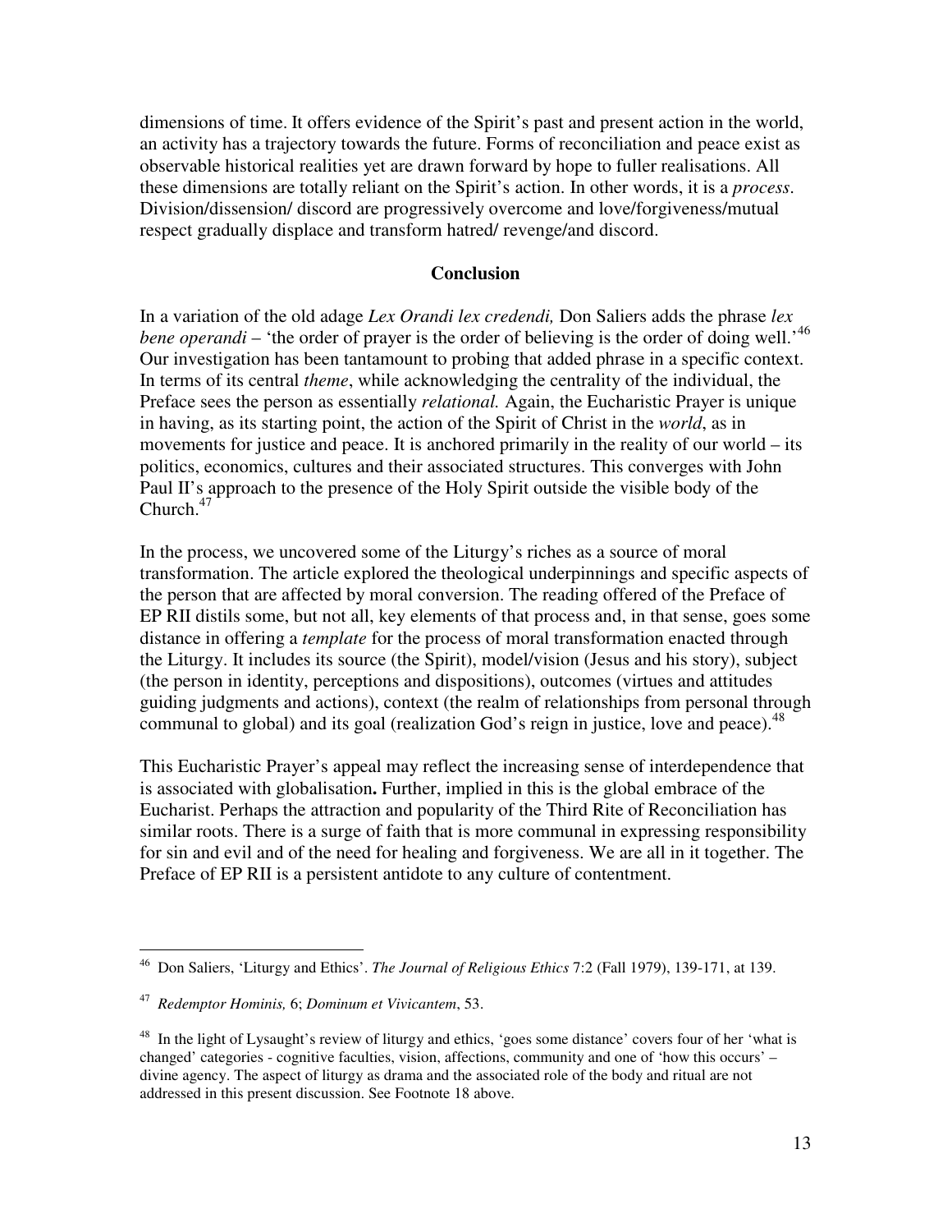dimensions of time. It offers evidence of the Spirit's past and present action in the world, an activity has a trajectory towards the future. Forms of reconciliation and peace exist as observable historical realities yet are drawn forward by hope to fuller realisations. All these dimensions are totally reliant on the Spirit's action. In other words, it is a *process*. Division/dissension/ discord are progressively overcome and love/forgiveness/mutual respect gradually displace and transform hatred/ revenge/and discord.

## Conclusion

In a variation of the old adage *Lex Orandi lex credendi,* Don Saliers adds the phrase *lex bene operandi* – 'the order of prayer is the order of believing is the order of doing well.'[46] Our investigation has been tantamount to probing that added phrase in a specific context. In terms of its central *theme*, while acknowledging the centrality of the individual, the Preface sees the person as essentially *relational.* Again, the Eucharistic Prayer is unique in having, as its starting point, the action of the Spirit of Christ in the *world*, as in movements for justice and peace. It is anchored primarily in the reality of our world – its politics, economics, cultures and their associated structures. This converges with John Paul II's approach to the presence of the Holy Spirit outside the visible body of the Church.[47]

In the process, we uncovered some of the Liturgy's riches as a source of moral transformation. The article explored the theological underpinnings and specific aspects of the person that are affected by moral conversion. The reading offered of the Preface of EP RII distils some, but not all, key elements of that process and, in that sense, goes some distance in offering a *template* for the process of moral transformation enacted through the Liturgy. It includes its source (the Spirit), model/vision (Jesus and his story), subject (the person in identity, perceptions and dispositions), outcomes (virtues and attitudes guiding judgments and actions), context (the realm of relationships from personal through communal to global) and its goal (realization God's reign in justice, love and peace).[48]

This Eucharistic Prayer's appeal may reflect the increasing sense of interdependence that is associated with globalisation**.** Further, implied in this is the global embrace of the Eucharist. Perhaps the attraction and popularity of the Third Rite of Reconciliation has similar roots. There is a surge of faith that is more communal in expressing responsibility for sin and evil and of the need for healing and forgiveness. We are all in it together. The Preface of EP RII is a persistent antidote to any culture of contentment.

---

[46] Don Saliers, 'Liturgy and Ethics'. *The Journal of Religious Ethics* 7:2 (Fall 1979), 139-171, at 139.

[47] *Redemptor Hominis,* 6; *Dominum et Vivicantem*, 53.

[48] In the light of Lysaught's review of liturgy and ethics, 'goes some distance' covers four of her 'what is changed' categories - cognitive faculties, vision, affections, community and one of 'how this occurs' – divine agency. The aspect of liturgy as drama and the associated role of the body and ritual are not addressed in this present discussion. See Footnote 18 above.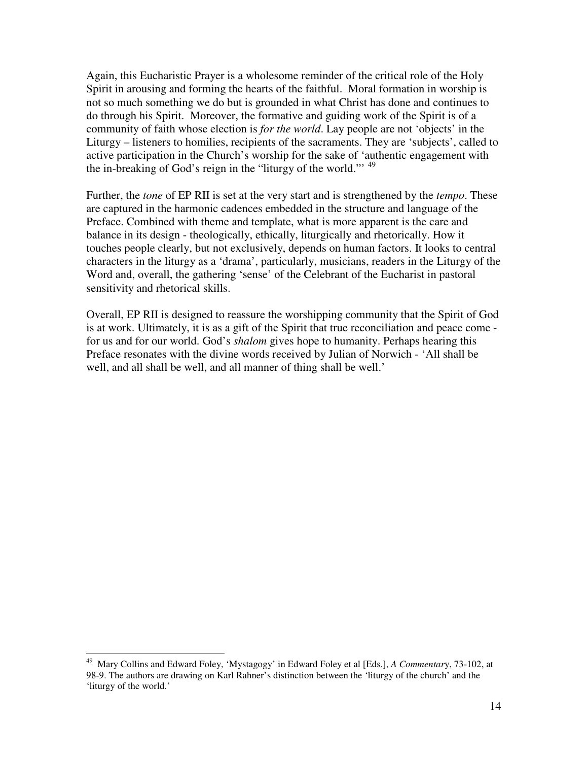Again, this Eucharistic Prayer is a wholesome reminder of the critical role of the Holy Spirit in arousing and forming the hearts of the faithful. Moral formation in worship is not so much something we do but is grounded in what Christ has done and continues to do through his Spirit. Moreover, the formative and guiding work of the Spirit is of a community of faith whose election is *for the world*. Lay people are not 'objects' in the Liturgy – listeners to homilies, recipients of the sacraments. They are 'subjects', called to active participation in the Church's worship for the sake of 'authentic engagement with the in-breaking of God's reign in the "liturgy of the world."' [49]

Further, the *tone* of EP RII is set at the very start and is strengthened by the *tempo*. These are captured in the harmonic cadences embedded in the structure and language of the Preface. Combined with theme and template, what is more apparent is the care and balance in its design - theologically, ethically, liturgically and rhetorically. How it touches people clearly, but not exclusively, depends on human factors. It looks to central characters in the liturgy as a 'drama', particularly, musicians, readers in the Liturgy of the Word and, overall, the gathering 'sense' of the Celebrant of the Eucharist in pastoral sensitivity and rhetorical skills.

Overall, EP RII is designed to reassure the worshipping community that the Spirit of God is at work. Ultimately, it is as a gift of the Spirit that true reconciliation and peace come - for us and for our world. God's *shalom* gives hope to humanity. Perhaps hearing this Preface resonates with the divine words received by Julian of Norwich - 'All shall be well, and all shall be well, and all manner of thing shall be well.'

---

[49] Mary Collins and Edward Foley, 'Mystagogy' in Edward Foley et al [Eds.], *A Commentary*, 73-102, at 98-9. The authors are drawing on Karl Rahner's distinction between the 'liturgy of the church' and the 'liturgy of the world.'